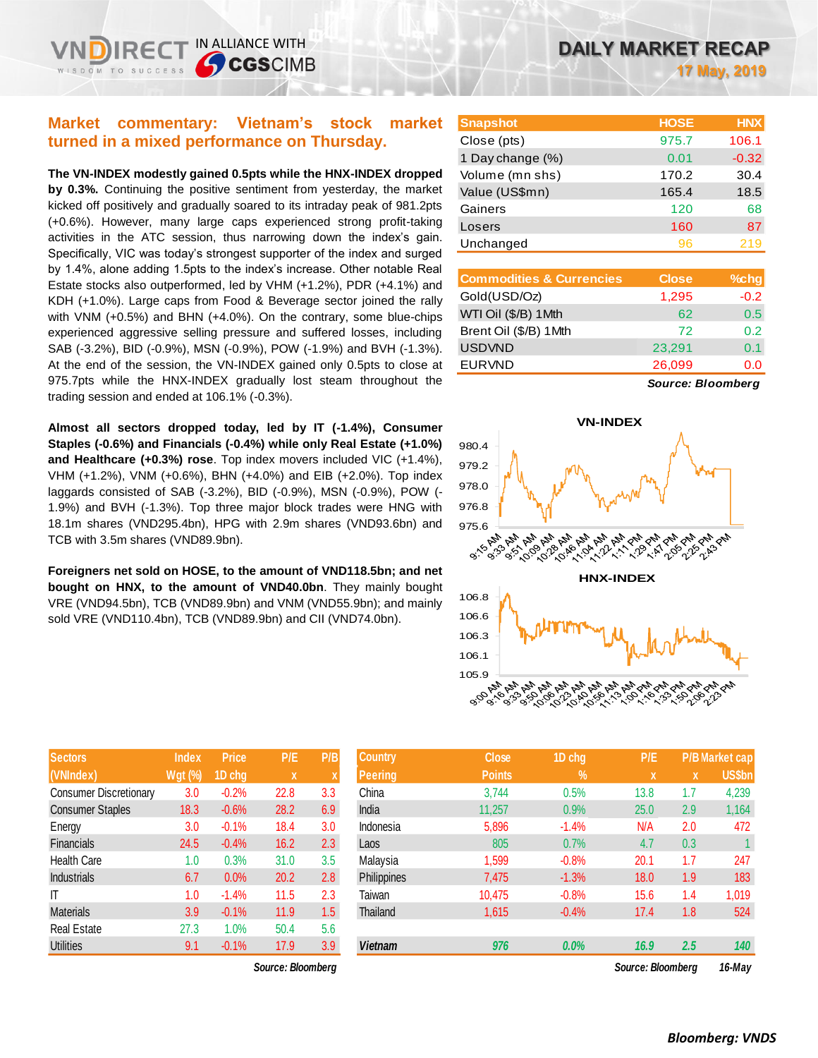# DAILY MARKET RECAP

**17 May, 2019**

## Market commentary: Vietnam's stock market turned in a mixed performance on Thursday.

**The VN-INDEX modestly gained 0.5pts while the HNX-INDEX dropped by 0.3%.** Continuing the positive sentiment from yesterday, the market kicked off positively and gradually soared to its intraday peak of 981.2pts (+0.6%). However, many large caps experienced strong profit-taking activities in the ATC session, thus narrowing down the index's gain. Specifically, VIC was today's strongest supporter of the index and surged by 1.4%, alone adding 1.5pts to the index's increase. Other notable Real Estate stocks also outperformed, led by VHM (+1.2%), PDR (+4.1%) and KDH (+1.0%). Large caps from Food & Beverage sector joined the rally with VNM (+0.5%) and BHN (+4.0%). On the contrary, some blue-chips experienced aggressive selling pressure and suffered losses, including SAB (-3.2%), BID (-0.9%), MSN (-0.9%), POW (-1.9%) and BVH (-1.3%). At the end of the session, the VN-INDEX gained only 0.5pts to close at 975.7pts while the HNX-INDEX gradually lost steam throughout the trading session and ended at 106.1% (-0.3%).

**Almost all sectors dropped today, led by IT (-1.4%), Consumer Staples (-0.6%) and Financials (-0.4%) while only Real Estate (+1.0%) and Healthcare (+0.3%) rose**. Top index movers included VIC (+1.4%), VHM (+1.2%), VNM (+0.6%), BHN (+4.0%) and EIB (+2.0%). Top index laggards consisted of SAB (-3.2%), BID (-0.9%), MSN (-0.9%), POW (-1.9%) and BVH (-1.3%). Top three major block trades were HNG with 18.1m shares (VND295.4bn), HPG with 2.9m shares (VND93.6bn) and TCB with 3.5m shares (VND89.9bn).

**Foreigners net sold on HOSE, to the amount of VND118.5bn; and net bought on HNX, to the amount of VND40.0bn**. They mainly bought VRE (VND94.5bn), TCB (VND89.9bn) and VNM (VND55.9bn); and mainly sold VRE (VND110.4bn), TCB (VND89.9bn) and CII (VND74.0bn).

| Snapshot | HOSE | HNX |
|---|---|---|
| Close (pts) | 975.7 | 106.1 |
| 1 Day change (%) | 0.01 | -0.32 |
| Volume (mn shs) | 170.2 | 30.4 |
| Value (US$mn) | 165.4 | 18.5 |
| Gainers | 120 | 68 |
| Losers | 160 | 87 |
| Unchanged | 96 | 219 |

| Commodities & Currencies | Close | %chg |
|---|---|---|
| Gold(USD/Oz) | 1,295 | -0.2 |
| WTI Oil ($/B) 1Mth | 62 | 0.5 |
| Brent Oil ($/B) 1Mth | 72 | 0.2 |
| USDVND | 23,291 | 0.1 |
| EURVND | 26,099 | 0.0 |

*Source: Bloomberg*

VN-INDEX

HNX-INDEX

| Sectors (VNIndex) | Index Wgt (%) | Price 1D chg | P/E x | P/B x |
|---|---|---|---|---|
| Consumer Discretionary | 3.0 | -0.2% | 22.8 | 3.3 |
| Consumer Staples | 18.3 | -0.6% | 28.2 | 6.9 |
| Energy | 3.0 | -0.1% | 18.4 | 3.0 |
| Financials | 24.5 | -0.4% | 16.2 | 2.3 |
| Health Care | 1.0 | 0.3% | 31.0 | 3.5 |
| Industrials | 6.7 | 0.0% | 20.2 | 2.8 |
| IT | 1.0 | -1.4% | 11.5 | 2.3 |
| Materials | 3.9 | -0.1% | 11.9 | 1.5 |
| Real Estate | 27.3 | 1.0% | 50.4 | 5.6 |
| Utilities | 9.1 | -0.1% | 17.9 | 3.9 |

*Source: Bloomberg*

| Country Peering | Close Points | 1D chg % | P/E x | P/B x | Market cap US$bn |
|---|---|---|---|---|---|
| China | 3,744 | 0.5% | 13.8 | 1.7 | 4,239 |
| India | 11,257 | 0.9% | 25.0 | 2.9 | 1,164 |
| Indonesia | 5,896 | -1.4% | N/A | 2.0 | 472 |
| Laos | 805 | 0.7% | 4.7 | 0.3 | 1 |
| Malaysia | 1,599 | -0.8% | 20.1 | 1.7 | 247 |
| Philippines | 7,475 | -1.3% | 18.0 | 1.9 | 183 |
| Taiwan | 10,475 | -0.8% | 15.6 | 1.4 | 1,019 |
| Thailand | 1,615 | -0.4% | 17.4 | 1.8 | 524 |
| ***Vietnam*** | ***976*** | ***0.0%*** | ***16.9*** | ***2.5*** | ***140*** |

*Source: Bloomberg* *16-May*

***Bloomberg: VNDS***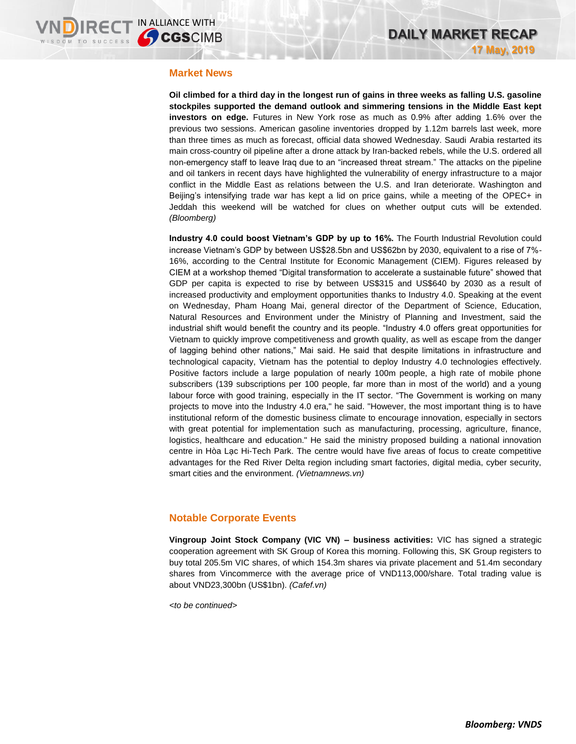## Market News

**Oil climbed for a third day in the longest run of gains in three weeks as falling U.S. gasoline stockpiles supported the demand outlook and simmering tensions in the Middle East kept investors on edge.** Futures in New York rose as much as 0.9% after adding 1.6% over the previous two sessions. American gasoline inventories dropped by 1.12m barrels last week, more than three times as much as forecast, official data showed Wednesday. Saudi Arabia restarted its main cross-country oil pipeline after a drone attack by Iran-backed rebels, while the U.S. ordered all non-emergency staff to leave Iraq due to an "increased threat stream." The attacks on the pipeline and oil tankers in recent days have highlighted the vulnerability of energy infrastructure to a major conflict in the Middle East as relations between the U.S. and Iran deteriorate. Washington and Beijing's intensifying trade war has kept a lid on price gains, while a meeting of the OPEC+ in Jeddah this weekend will be watched for clues on whether output cuts will be extended. *(Bloomberg)*

**Industry 4.0 could boost Vietnam's GDP by up to 16%.** The Fourth Industrial Revolution could increase Vietnam's GDP by between US$28.5bn and US$62bn by 2030, equivalent to a rise of 7%-16%, according to the Central Institute for Economic Management (CIEM). Figures released by CIEM at a workshop themed "Digital transformation to accelerate a sustainable future" showed that GDP per capita is expected to rise by between US$315 and US$640 by 2030 as a result of increased productivity and employment opportunities thanks to Industry 4.0. Speaking at the event on Wednesday, Pham Hoang Mai, general director of the Department of Science, Education, Natural Resources and Environment under the Ministry of Planning and Investment, said the industrial shift would benefit the country and its people. "Industry 4.0 offers great opportunities for Vietnam to quickly improve competitiveness and growth quality, as well as escape from the danger of lagging behind other nations," Mai said. He said that despite limitations in infrastructure and technological capacity, Vietnam has the potential to deploy Industry 4.0 technologies effectively. Positive factors include a large population of nearly 100m people, a high rate of mobile phone subscribers (139 subscriptions per 100 people, far more than in most of the world) and a young labour force with good training, especially in the IT sector. "The Government is working on many projects to move into the Industry 4.0 era," he said. "However, the most important thing is to have institutional reform of the domestic business climate to encourage innovation, especially in sectors with great potential for implementation such as manufacturing, processing, agriculture, finance, logistics, healthcare and education." He said the ministry proposed building a national innovation centre in Hòa Lạc Hi-Tech Park. The centre would have five areas of focus to create competitive advantages for the Red River Delta region including smart factories, digital media, cyber security, smart cities and the environment. *(Vietnamnews.vn)*

## Notable Corporate Events

**Vingroup Joint Stock Company (VIC VN) – business activities:** VIC has signed a strategic cooperation agreement with SK Group of Korea this morning. Following this, SK Group registers to buy total 205.5m VIC shares, of which 154.3m shares via private placement and 51.4m secondary shares from Vincommerce with the average price of VND113,000/share. Total trading value is about VND23,300bn (US$1bn). *(Cafef.vn)*

*<to be continued>*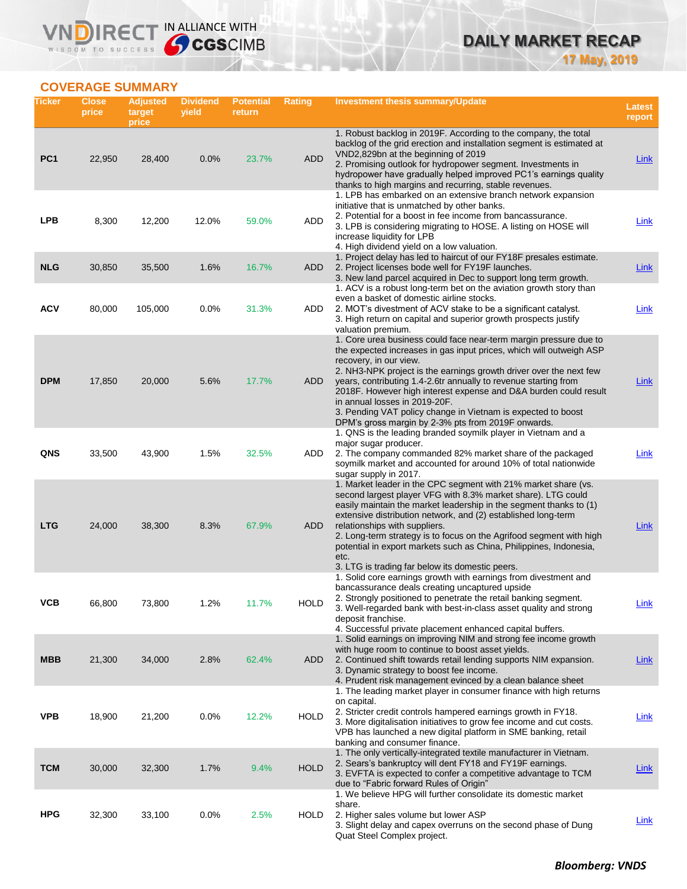## COVERAGE SUMMARY

| Ticker | Close price | Adjusted target price | Dividend yield | Potential return | Rating | Investment thesis summary/Update | Latest report |
|---|---|---|---|---|---|---|---|
| PC1 | 22,950 | 28,400 | 0.0% | 23.7% | ADD | 1. Robust backlog in 2019F. According to the company, the total backlog of the grid erection and installation segment is estimated at VND2,829bn at the beginning of 2019<br>2. Promising outlook for hydropower segment. Investments in hydropower have gradually helped improved PC1's earnings quality thanks to high margins and recurring, stable revenues. | Link |
| LPB | 8,300 | 12,200 | 12.0% | 59.0% | ADD | 1. LPB has embarked on an extensive branch network expansion initiative that is unmatched by other banks.<br>2. Potential for a boost in fee income from bancassurance.<br>3. LPB is considering migrating to HOSE. A listing on HOSE will increase liquidity for LPB<br>4. High dividend yield on a low valuation. | Link |
| NLG | 30,850 | 35,500 | 1.6% | 16.7% | ADD | 1. Project delay has led to haircut of our FY18F presales estimate.<br>2. Project licenses bode well for FY19F launches.<br>3. New land parcel acquired in Dec to support long term growth. | Link |
| ACV | 80,000 | 105,000 | 0.0% | 31.3% | ADD | 1. ACV is a robust long-term bet on the aviation growth story than even a basket of domestic airline stocks.<br>2. MOT's divestment of ACV stake to be a significant catalyst.<br>3. High return on capital and superior growth prospects justify valuation premium. | Link |
| DPM | 17,850 | 20,000 | 5.6% | 17.7% | ADD | 1. Core urea business could face near-term margin pressure due to the expected increases in gas input prices, which will outweigh ASP recovery, in our view.<br>2. NH3-NPK project is the earnings growth driver over the next few years, contributing 1.4-2.6tr annually to revenue starting from 2018F. However high interest expense and D&A burden could result in annual losses in 2019-20F.<br>3. Pending VAT policy change in Vietnam is expected to boost DPM's gross margin by 2-3% pts from 2019F onwards. | Link |
| QNS | 33,500 | 43,900 | 1.5% | 32.5% | ADD | 1. QNS is the leading branded soymilk player in Vietnam and a major sugar producer.<br>2. The company commanded 82% market share of the packaged soymilk market and accounted for around 10% of total nationwide sugar supply in 2017. | Link |
| LTG | 24,000 | 38,300 | 8.3% | 67.9% | ADD | 1. Market leader in the CPC segment with 21% market share (vs. second largest player VFG with 8.3% market share). LTG could easily maintain the market leadership in the segment thanks to (1) extensive distribution network, and (2) established long-term relationships with suppliers.<br>2. Long-term strategy is to focus on the Agrifood segment with high potential in export markets such as China, Philippines, Indonesia, etc.<br>3. LTG is trading far below its domestic peers. | Link |
| VCB | 66,800 | 73,800 | 1.2% | 11.7% | HOLD | 1. Solid core earnings growth with earnings from divestment and bancassurance deals creating uncaptured upside<br>2. Strongly positioned to penetrate the retail banking segment.<br>3. Well-regarded bank with best-in-class asset quality and strong deposit franchise.<br>4. Successful private placement enhanced capital buffers. | Link |
| MBB | 21,300 | 34,000 | 2.8% | 62.4% | ADD | 1. Solid earnings on improving NIM and strong fee income growth with huge room to continue to boost asset yields.<br>2. Continued shift towards retail lending supports NIM expansion.<br>3. Dynamic strategy to boost fee income.<br>4. Prudent risk management evinced by a clean balance sheet | Link |
| VPB | 18,900 | 21,200 | 0.0% | 12.2% | HOLD | 1. The leading market player in consumer finance with high returns on capital.<br>2. Stricter credit controls hampered earnings growth in FY18.<br>3. More digitalisation initiatives to grow fee income and cut costs. VPB has launched a new digital platform in SME banking, retail banking and consumer finance. | Link |
| TCM | 30,000 | 32,300 | 1.7% | 9.4% | HOLD | 1. The only vertically-integrated textile manufacturer in Vietnam.<br>2. Sears's bankruptcy will dent FY18 and FY19F earnings.<br>3. EVFTA is expected to confer a competitive advantage to TCM due to "Fabric forward Rules of Origin" | Link |
| HPG | 32,300 | 33,100 | 0.0% | 2.5% | HOLD | 1. We believe HPG will further consolidate its domestic market share.<br>2. Higher sales volume but lower ASP<br>3. Slight delay and capex overruns on the second phase of Dung Quat Steel Complex project. | Link |

***Bloomberg: VNDS***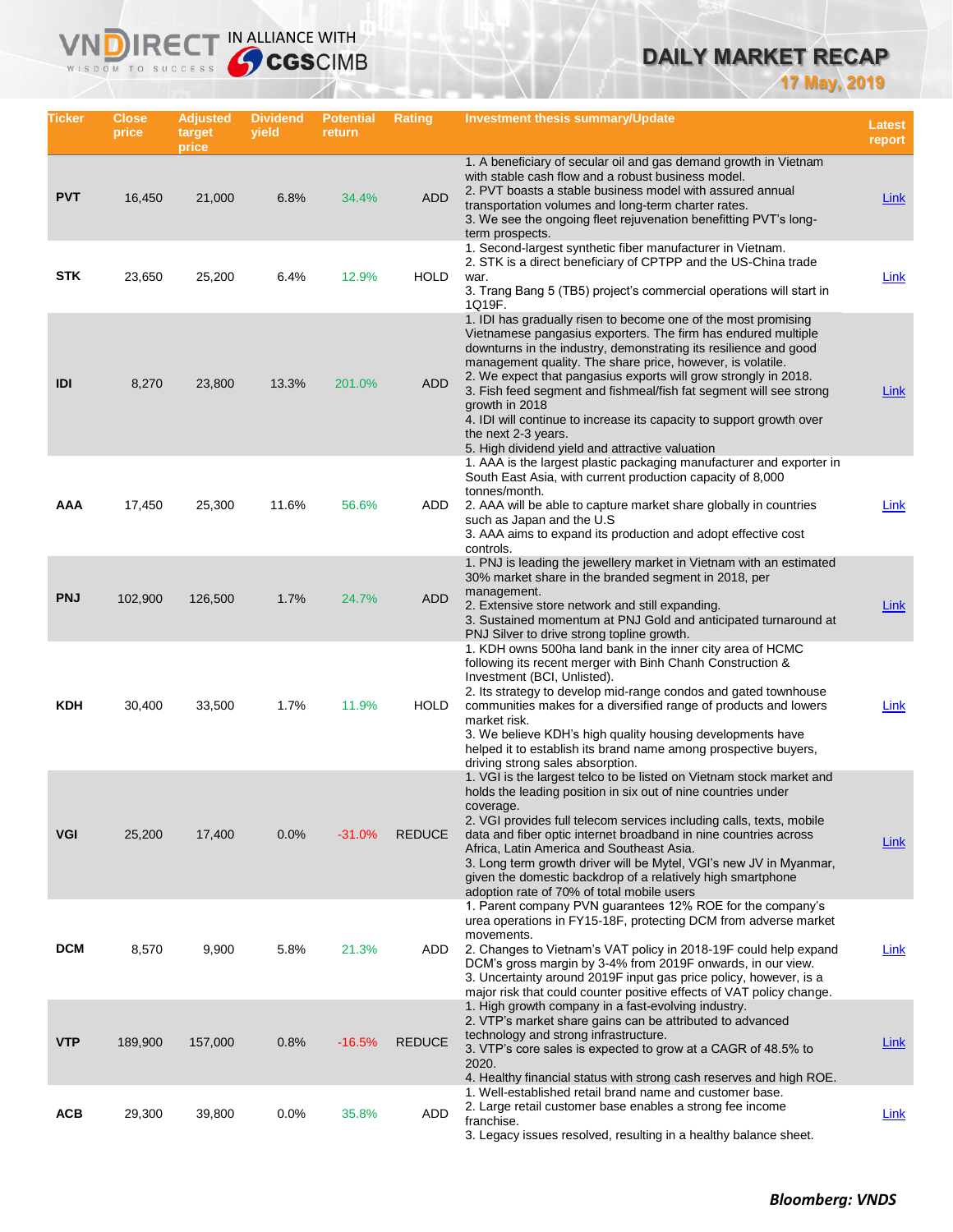# DAILY MARKET RECAP

**17 May, 2019**

| Ticker | Close price | Adjusted target price | Dividend yield | Potential return | Rating | Investment thesis summary/Update | Latest report |
|---|---|---|---|---|---|---|---|
| PVT | 16,450 | 21,000 | 6.8% | 34.4% | ADD | 1. A beneficiary of secular oil and gas demand growth in Vietnam with stable cash flow and a robust business model.<br>2. PVT boasts a stable business model with assured annual transportation volumes and long-term charter rates.<br>3. We see the ongoing fleet rejuvenation benefitting PVT's long-term prospects. | Link |
| STK | 23,650 | 25,200 | 6.4% | 12.9% | HOLD | 1. Second-largest synthetic fiber manufacturer in Vietnam.<br>2. STK is a direct beneficiary of CPTPP and the US-China trade war.<br>3. Trang Bang 5 (TB5) project's commercial operations will start in 1Q19F. | Link |
| IDI | 8,270 | 23,800 | 13.3% | 201.0% | ADD | 1. IDI has gradually risen to become one of the most promising Vietnamese pangasius exporters. The firm has endured multiple downturns in the industry, demonstrating its resilience and good management quality. The share price, however, is volatile.<br>2. We expect that pangasius exports will grow strongly in 2018.<br>3. Fish feed segment and fishmeal/fish fat segment will see strong growth in 2018<br>4. IDI will continue to increase its capacity to support growth over the next 2-3 years.<br>5. High dividend yield and attractive valuation | Link |
| AAA | 17,450 | 25,300 | 11.6% | 56.6% | ADD | 1. AAA is the largest plastic packaging manufacturer and exporter in South East Asia, with current production capacity of 8,000 tonnes/month.<br>2. AAA will be able to capture market share globally in countries such as Japan and the U.S<br>3. AAA aims to expand its production and adopt effective cost controls. | Link |
| PNJ | 102,900 | 126,500 | 1.7% | 24.7% | ADD | 1. PNJ is leading the jewellery market in Vietnam with an estimated 30% market share in the branded segment in 2018, per management.<br>2. Extensive store network and still expanding.<br>3. Sustained momentum at PNJ Gold and anticipated turnaround at PNJ Silver to drive strong topline growth. | Link |
| KDH | 30,400 | 33,500 | 1.7% | 11.9% | HOLD | 1. KDH owns 500ha land bank in the inner city area of HCMC following its recent merger with Binh Chanh Construction & Investment (BCI, Unlisted).<br>2. Its strategy to develop mid-range condos and gated townhouse communities makes for a diversified range of products and lowers market risk.<br>3. We believe KDH's high quality housing developments have helped it to establish its brand name among prospective buyers, driving strong sales absorption. | Link |
| VGI | 25,200 | 17,400 | 0.0% | -31.0% | REDUCE | 1. VGI is the largest telco to be listed on Vietnam stock market and holds the leading position in six out of nine countries under coverage.<br>2. VGI provides full telecom services including calls, texts, mobile data and fiber optic internet broadband in nine countries across Africa, Latin America and Southeast Asia.<br>3. Long term growth driver will be Mytel, VGI's new JV in Myanmar, given the domestic backdrop of a relatively high smartphone adoption rate of 70% of total mobile users | Link |
| DCM | 8,570 | 9,900 | 5.8% | 21.3% | ADD | 1. Parent company PVN guarantees 12% ROE for the company's urea operations in FY15-18F, protecting DCM from adverse market movements.<br>2. Changes to Vietnam's VAT policy in 2018-19F could help expand DCM's gross margin by 3-4% from 2019F onwards, in our view.<br>3. Uncertainty around 2019F input gas price policy, however, is a major risk that could counter positive effects of VAT policy change. | Link |
| VTP | 189,900 | 157,000 | 0.8% | -16.5% | REDUCE | 1. High growth company in a fast-evolving industry.<br>2. VTP's market share gains can be attributed to advanced technology and strong infrastructure.<br>3. VTP's core sales is expected to grow at a CAGR of 48.5% to 2020.<br>4. Healthy financial status with strong cash reserves and high ROE. | Link |
| ACB | 29,300 | 39,800 | 0.0% | 35.8% | ADD | 1. Well-established retail brand name and customer base.<br>2. Large retail customer base enables a strong fee income franchise.<br>3. Legacy issues resolved, resulting in a healthy balance sheet. | Link |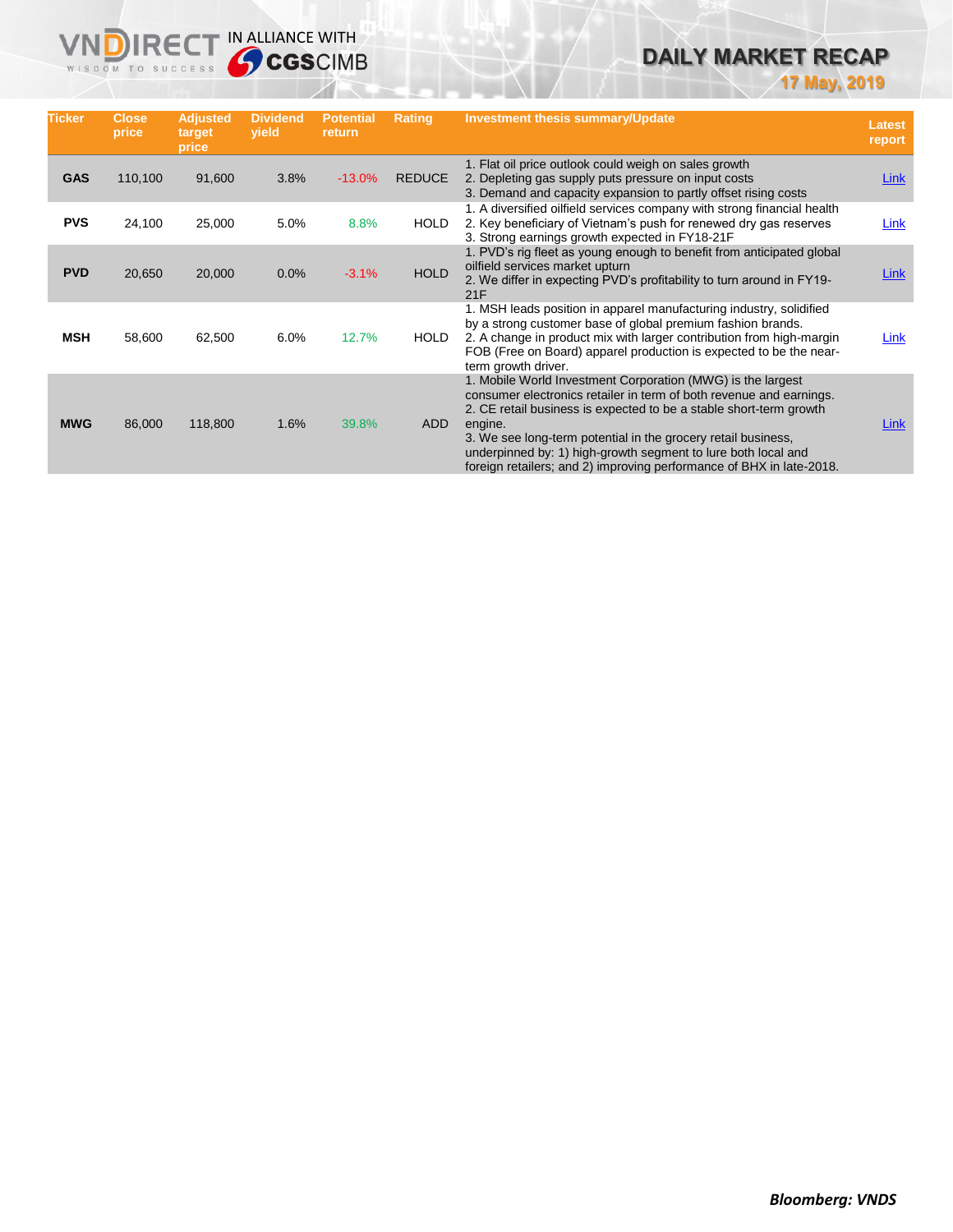| Ticker | Close price | Adjusted target price | Dividend yield | Potential return | Rating | Investment thesis summary/Update | Latest report |
|---|---|---|---|---|---|---|---|
| GAS | 110,100 | 91,600 | 3.8% | -13.0% | REDUCE | 1. Flat oil price outlook could weigh on sales growth<br>2. Depleting gas supply puts pressure on input costs<br>3. Demand and capacity expansion to partly offset rising costs | Link |
| PVS | 24,100 | 25,000 | 5.0% | 8.8% | HOLD | 1. A diversified oilfield services company with strong financial health<br>2. Key beneficiary of Vietnam's push for renewed dry gas reserves<br>3. Strong earnings growth expected in FY18-21F | Link |
| PVD | 20,650 | 20,000 | 0.0% | -3.1% | HOLD | 1. PVD's rig fleet as young enough to benefit from anticipated global oilfield services market upturn<br>2. We differ in expecting PVD's profitability to turn around in FY19-21F | Link |
| MSH | 58,600 | 62,500 | 6.0% | 12.7% | HOLD | 1. MSH leads position in apparel manufacturing industry, solidified by a strong customer base of global premium fashion brands.<br>2. A change in product mix with larger contribution from high-margin FOB (Free on Board) apparel production is expected to be the near-term growth driver. | Link |
| MWG | 86,000 | 118,800 | 1.6% | 39.8% | ADD | 1. Mobile World Investment Corporation (MWG) is the largest consumer electronics retailer in term of both revenue and earnings.<br>2. CE retail business is expected to be a stable short-term growth engine.<br>3. We see long-term potential in the grocery retail business, underpinned by: 1) high-growth segment to lure both local and foreign retailers; and 2) improving performance of BHX in late-2018. | Link |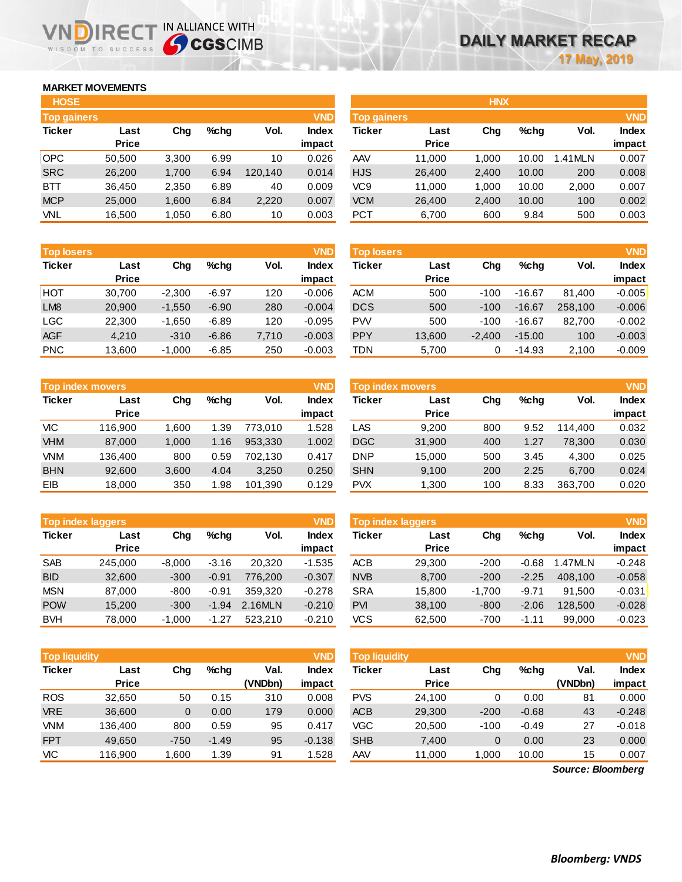# DAILY MARKET RECAP

17 May, 2019

VNDIRECT — IN ALLIANCE WITH CGSCIMB

## MARKET MOVEMENTS

### HOSE

**Top gainers** (VND)

| Ticker | Last Price | Chg | %chg | Vol. | Index impact |
|---|---|---|---|---|---|
| OPC | 50,500 | 3,300 | 6.99 | 10 | 0.026 |
| SRC | 26,200 | 1,700 | 6.94 | 120,140 | 0.014 |
| BTT | 36,450 | 2,350 | 6.89 | 40 | 0.009 |
| MCP | 25,000 | 1,600 | 6.84 | 2,220 | 0.007 |
| VNL | 16,500 | 1,050 | 6.80 | 10 | 0.003 |

**Top losers** (VND)

| Ticker | Last Price | Chg | %chg | Vol. | Index impact |
|---|---|---|---|---|---|
| HOT | 30,700 | -2,300 | -6.97 | 120 | -0.006 |
| LM8 | 20,900 | -1,550 | -6.90 | 280 | -0.004 |
| LGC | 22,300 | -1,650 | -6.89 | 120 | -0.095 |
| AGF | 4,210 | -310 | -6.86 | 7,710 | -0.003 |
| PNC | 13,600 | -1,000 | -6.85 | 250 | -0.003 |

**Top index movers** (VND)

| Ticker | Last Price | Chg | %chg | Vol. | Index impact |
|---|---|---|---|---|---|
| VIC | 116,900 | 1,600 | 1.39 | 773,010 | 1.528 |
| VHM | 87,000 | 1,000 | 1.16 | 953,330 | 1.002 |
| VNM | 136,400 | 800 | 0.59 | 702,130 | 0.417 |
| BHN | 92,600 | 3,600 | 4.04 | 3,250 | 0.250 |
| EIB | 18,000 | 350 | 1.98 | 101,390 | 0.129 |

**Top index laggers** (VND)

| Ticker | Last Price | Chg | %chg | Vol. | Index impact |
|---|---|---|---|---|---|
| SAB | 245,000 | -8,000 | -3.16 | 20,320 | -1.535 |
| BID | 32,600 | -300 | -0.91 | 776,200 | -0.307 |
| MSN | 87,000 | -800 | -0.91 | 359,320 | -0.278 |
| POW | 15,200 | -300 | -1.94 | 2.16MLN | -0.210 |
| BVH | 78,000 | -1,000 | -1.27 | 523,210 | -0.210 |

**Top liquidity** (VND)

| Ticker | Last Price | Chg | %chg | Val. (VNDbn) | Index impact |
|---|---|---|---|---|---|
| ROS | 32,650 | 50 | 0.15 | 310 | 0.008 |
| VRE | 36,600 | 0 | 0.00 | 179 | 0.000 |
| VNM | 136,400 | 800 | 0.59 | 95 | 0.417 |
| FPT | 49,650 | -750 | -1.49 | 95 | -0.138 |
| VIC | 116,900 | 1,600 | 1.39 | 91 | 1.528 |

### HNX

**Top gainers** (VND)

| Ticker | Last Price | Chg | %chg | Vol. | Index impact |
|---|---|---|---|---|---|
| AAV | 11,000 | 1,000 | 10.00 | 1.41MLN | 0.007 |
| HJS | 26,400 | 2,400 | 10.00 | 200 | 0.008 |
| VC9 | 11,000 | 1,000 | 10.00 | 2,000 | 0.007 |
| VCM | 26,400 | 2,400 | 10.00 | 100 | 0.002 |
| PCT | 6,700 | 600 | 9.84 | 500 | 0.003 |

**Top losers** (VND)

| Ticker | Last Price | Chg | %chg | Vol. | Index impact |
|---|---|---|---|---|---|
| ACM | 500 | -100 | -16.67 | 81,400 | -0.005 |
| DCS | 500 | -100 | -16.67 | 258,100 | -0.006 |
| PVV | 500 | -100 | -16.67 | 82,700 | -0.002 |
| PPY | 13,600 | -2,400 | -15.00 | 100 | -0.003 |
| TDN | 5,700 | 0 | -14.93 | 2,100 | -0.009 |

**Top index movers** (VND)

| Ticker | Last Price | Chg | %chg | Vol. | Index impact |
|---|---|---|---|---|---|
| LAS | 9,200 | 800 | 9.52 | 114,400 | 0.032 |
| DGC | 31,900 | 400 | 1.27 | 78,300 | 0.030 |
| DNP | 15,000 | 500 | 3.45 | 4,300 | 0.025 |
| SHN | 9,100 | 200 | 2.25 | 6,700 | 0.024 |
| PVX | 1,300 | 100 | 8.33 | 363,700 | 0.020 |

**Top index laggers** (VND)

| Ticker | Last Price | Chg | %chg | Vol. | Index impact |
|---|---|---|---|---|---|
| ACB | 29,300 | -200 | -0.68 | 1.47MLN | -0.248 |
| NVB | 8,700 | -200 | -2.25 | 408,100 | -0.058 |
| SRA | 15,800 | -1,700 | -9.71 | 91,500 | -0.031 |
| PVI | 38,100 | -800 | -2.06 | 128,500 | -0.028 |
| VCS | 62,500 | -700 | -1.11 | 99,000 | -0.023 |

**Top liquidity** (VND)

| Ticker | Last Price | Chg | %chg | Val. (VNDbn) | Index impact |
|---|---|---|---|---|---|
| PVS | 24,100 | 0 | 0.00 | 81 | 0.000 |
| ACB | 29,300 | -200 | -0.68 | 43 | -0.248 |
| VGC | 20,500 | -100 | -0.49 | 27 | -0.018 |
| SHB | 7,400 | 0 | 0.00 | 23 | 0.000 |
| AAV | 11,000 | 1,000 | 10.00 | 15 | 0.007 |

***Source: Bloomberg***

***Bloomberg: VNDS***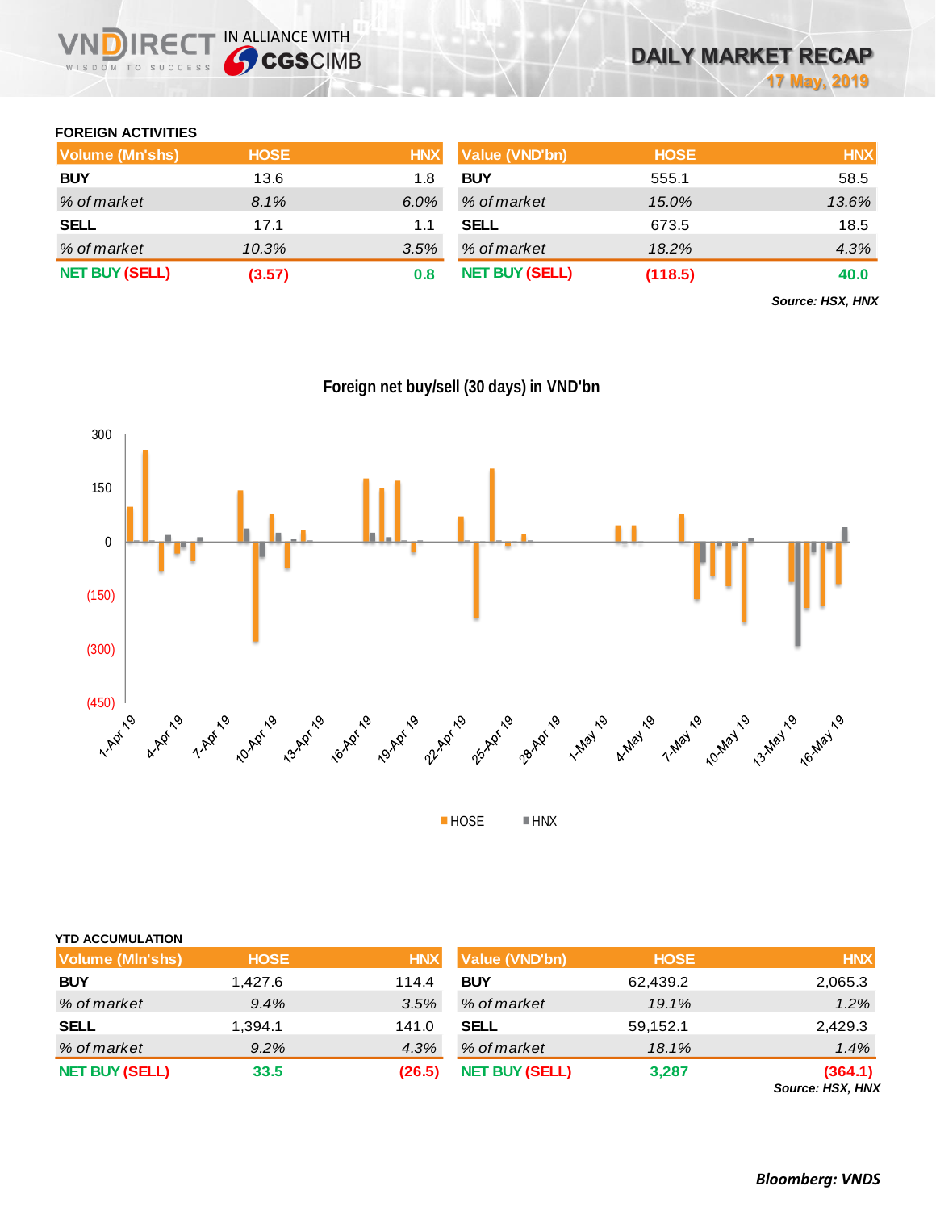# DAILY MARKET RECAP

17 May, 2019

## FOREIGN ACTIVITIES

| Volume (Mn'shs) | HOSE | HNX | Value (VND'bn) | HOSE | HNX |
|---|---|---|---|---|---|
| **BUY** | 13.6 | 1.8 | **BUY** | 555.1 | 58.5 |
| *% of market* | *8.1%* | *6.0%* | *% of market* | *15.0%* | *13.6%* |
| **SELL** | 17.1 | 1.1 | **SELL** | 673.5 | 18.5 |
| *% of market* | *10.3%* | *3.5%* | *% of market* | *18.2%* | *4.3%* |
| **NET BUY (SELL)** | **(3.57)** | **0.8** | **NET BUY (SELL)** | **(118.5)** | **40.0** |

***Source: HSX, HNX***

**Foreign net buy/sell (30 days) in VND'bn**

## YTD ACCUMULATION

| Volume (Mln'shs) | HOSE | HNX | Value (VND'bn) | HOSE | HNX |
|---|---|---|---|---|---|
| **BUY** | 1,427.6 | 114.4 | **BUY** | 62,439.2 | 2,065.3 |
| *% of market* | *9.4%* | *3.5%* | *% of market* | *19.1%* | *1.2%* |
| **SELL** | 1,394.1 | 141.0 | **SELL** | 59,152.1 | 2,429.3 |
| *% of market* | *9.2%* | *4.3%* | *% of market* | *18.1%* | *1.4%* |
| **NET BUY (SELL)** | **33.5** | **(26.5)** | **NET BUY (SELL)** | **3,287** | **(364.1)** |

***Source: HSX, HNX***

***Bloomberg: VNDS***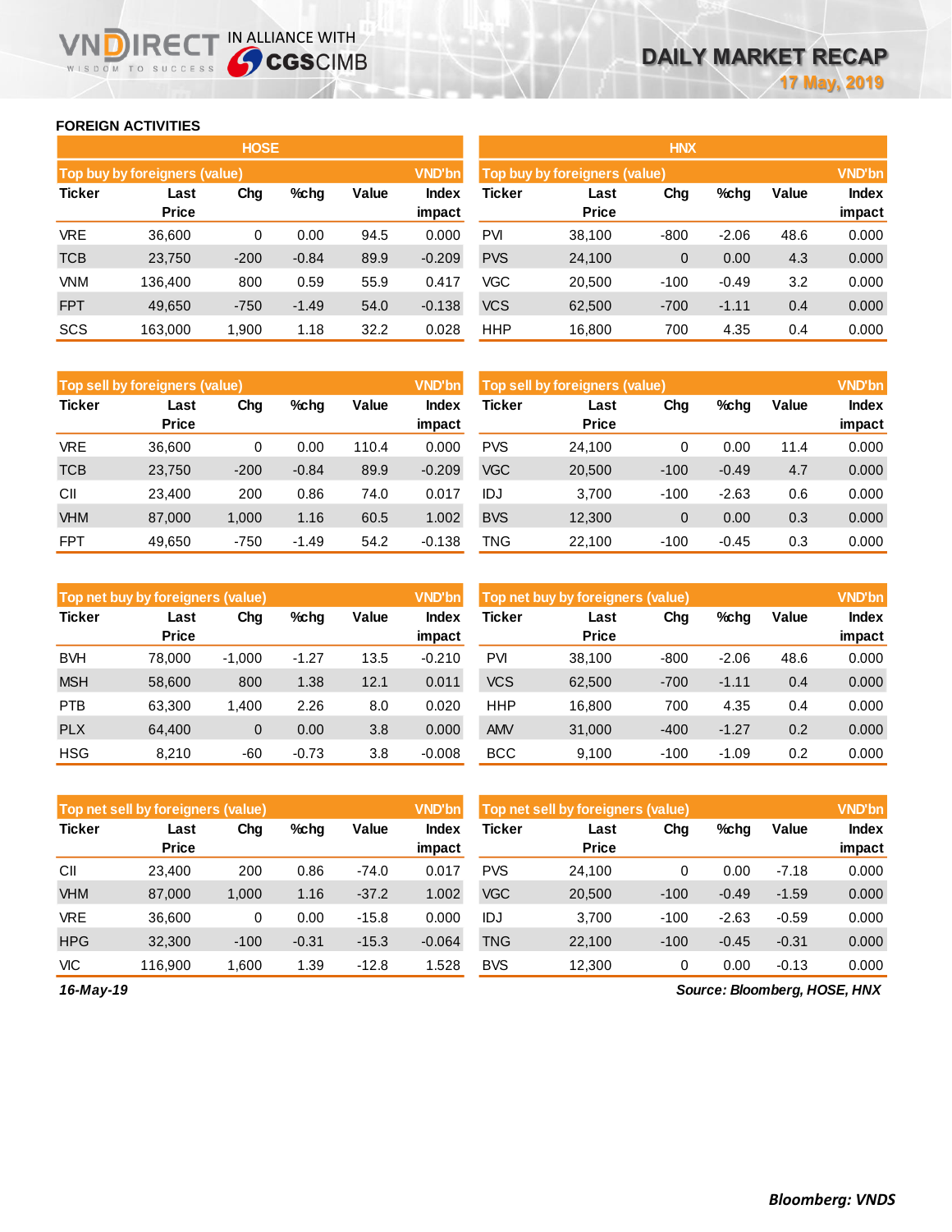# DAILY MARKET RECAP

17 May, 2019

## FOREIGN ACTIVITIES

### HOSE

| Top buy by foreigners (value) | | | | | VND'bn |
|---|---|---|---|---|---|
| Ticker | Last Price | Chg | %chg | Value | Index impact |
| VRE | 36,600 | 0 | 0.00 | 94.5 | 0.000 |
| TCB | 23,750 | -200 | -0.84 | 89.9 | -0.209 |
| VNM | 136,400 | 800 | 0.59 | 55.9 | 0.417 |
| FPT | 49,650 | -750 | -1.49 | 54.0 | -0.138 |
| SCS | 163,000 | 1,900 | 1.18 | 32.2 | 0.028 |

| Top sell by foreigners (value) | | | | | VND'bn |
|---|---|---|---|---|---|
| Ticker | Last Price | Chg | %chg | Value | Index impact |
| VRE | 36,600 | 0 | 0.00 | 110.4 | 0.000 |
| TCB | 23,750 | -200 | -0.84 | 89.9 | -0.209 |
| CII | 23,400 | 200 | 0.86 | 74.0 | 0.017 |
| VHM | 87,000 | 1,000 | 1.16 | 60.5 | 1.002 |
| FPT | 49,650 | -750 | -1.49 | 54.2 | -0.138 |

| Top net buy by foreigners (value) | | | | | VND'bn |
|---|---|---|---|---|---|
| Ticker | Last Price | Chg | %chg | Value | Index impact |
| BVH | 78,000 | -1,000 | -1.27 | 13.5 | -0.210 |
| MSH | 58,600 | 800 | 1.38 | 12.1 | 0.011 |
| PTB | 63,300 | 1,400 | 2.26 | 8.0 | 0.020 |
| PLX | 64,400 | 0 | 0.00 | 3.8 | 0.000 |
| HSG | 8,210 | -60 | -0.73 | 3.8 | -0.008 |

| Top net sell by foreigners (value) | | | | | VND'bn |
|---|---|---|---|---|---|
| Ticker | Last Price | Chg | %chg | Value | Index impact |
| CII | 23,400 | 200 | 0.86 | -74.0 | 0.017 |
| VHM | 87,000 | 1,000 | 1.16 | -37.2 | 1.002 |
| VRE | 36,600 | 0 | 0.00 | -15.8 | 0.000 |
| HPG | 32,300 | -100 | -0.31 | -15.3 | -0.064 |
| VIC | 116,900 | 1,600 | 1.39 | -12.8 | 1.528 |

### HNX

| Top buy by foreigners (value) | | | | | VND'bn |
|---|---|---|---|---|---|
| Ticker | Last Price | Chg | %chg | Value | Index impact |
| PVI | 38,100 | -800 | -2.06 | 48.6 | 0.000 |
| PVS | 24,100 | 0 | 0.00 | 4.3 | 0.000 |
| VGC | 20,500 | -100 | -0.49 | 3.2 | 0.000 |
| VCS | 62,500 | -700 | -1.11 | 0.4 | 0.000 |
| HHP | 16,800 | 700 | 4.35 | 0.4 | 0.000 |

| Top sell by foreigners (value) | | | | | VND'bn |
|---|---|---|---|---|---|
| Ticker | Last Price | Chg | %chg | Value | Index impact |
| PVS | 24,100 | 0 | 0.00 | 11.4 | 0.000 |
| VGC | 20,500 | -100 | -0.49 | 4.7 | 0.000 |
| IDJ | 3,700 | -100 | -2.63 | 0.6 | 0.000 |
| BVS | 12,300 | 0 | 0.00 | 0.3 | 0.000 |
| TNG | 22,100 | -100 | -0.45 | 0.3 | 0.000 |

| Top net buy by foreigners (value) | | | | | VND'bn |
|---|---|---|---|---|---|
| Ticker | Last Price | Chg | %chg | Value | Index impact |
| PVI | 38,100 | -800 | -2.06 | 48.6 | 0.000 |
| VCS | 62,500 | -700 | -1.11 | 0.4 | 0.000 |
| HHP | 16,800 | 700 | 4.35 | 0.4 | 0.000 |
| AMV | 31,000 | -400 | -1.27 | 0.2 | 0.000 |
| BCC | 9,100 | -100 | -1.09 | 0.2 | 0.000 |

| Top net sell by foreigners (value) | | | | | VND'bn |
|---|---|---|---|---|---|
| Ticker | Last Price | Chg | %chg | Value | Index impact |
| PVS | 24,100 | 0 | 0.00 | -7.18 | 0.000 |
| VGC | 20,500 | -100 | -0.49 | -1.59 | 0.000 |
| IDJ | 3,700 | -100 | -2.63 | -0.59 | 0.000 |
| TNG | 22,100 | -100 | -0.45 | -0.31 | 0.000 |
| BVS | 12,300 | 0 | 0.00 | -0.13 | 0.000 |

*16-May-19*

*Source: Bloomberg, HOSE, HNX*

***Bloomberg: VNDS***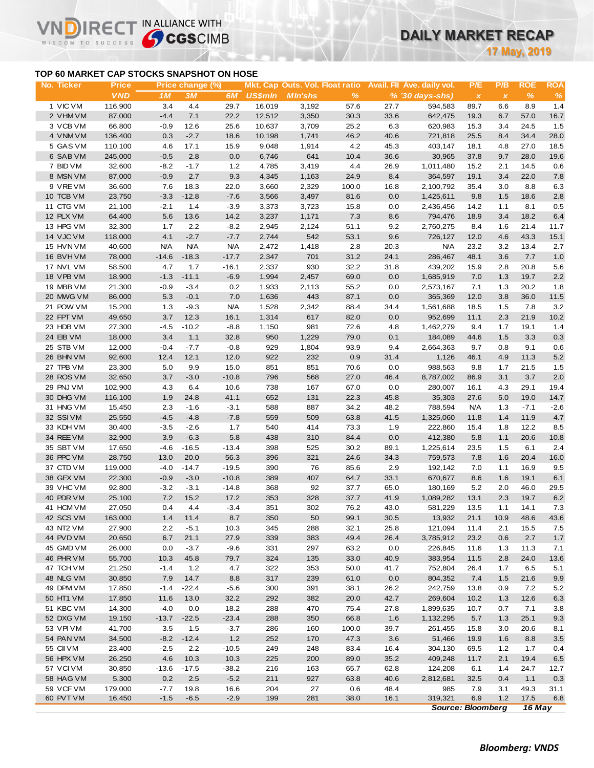# DAILY MARKET RECAP

**17 May, 2019**

## TOP 60 MARKET CAP STOCKS SNAPSHOT ON HOSE

| No. | Ticker | Price | Price change (%) | | | Mkt. Cap | Outs. Vol. | Float ratio | Avail. FII | Ave. daily vol. | P/E | P/B | ROE | ROA |
|---|---|---|---|---|---|---|---|---|---|---|---|---|---|---|
| | | VND | 1M | 3M | 6M | US$mln | Mln'shs | % | % | '30 days-shs) | x | x | % | % |
| 1 | VIC VM | 116,900 | 3.4 | 4.4 | 29.7 | 16,019 | 3,192 | 57.6 | 27.7 | 594,583 | 89.7 | 6.6 | 8.9 | 1.4 |
| 2 | VHM VM | 87,000 | -4.4 | 7.1 | 22.2 | 12,512 | 3,350 | 30.3 | 33.6 | 642,475 | 19.3 | 6.7 | 57.0 | 16.7 |
| 3 | VCB VM | 66,800 | -0.9 | 12.6 | 25.6 | 10,637 | 3,709 | 25.2 | 6.3 | 620,983 | 15.3 | 3.4 | 24.5 | 1.5 |
| 4 | VNM VM | 136,400 | 0.3 | -2.7 | 18.6 | 10,198 | 1,741 | 46.2 | 40.6 | 721,818 | 25.5 | 8.4 | 34.4 | 28.0 |
| 5 | GAS VM | 110,100 | 4.6 | 17.1 | 15.9 | 9,048 | 1,914 | 4.2 | 45.3 | 403,147 | 18.1 | 4.8 | 27.0 | 18.5 |
| 6 | SAB VM | 245,000 | -0.5 | 2.8 | 0.0 | 6,746 | 641 | 10.4 | 36.6 | 30,965 | 37.8 | 9.7 | 28.0 | 19.6 |
| 7 | BID VM | 32,600 | -8.2 | -1.7 | 1.2 | 4,785 | 3,419 | 4.4 | 26.9 | 1,011,480 | 15.2 | 2.1 | 14.5 | 0.6 |
| 8 | MSN VM | 87,000 | -0.9 | 2.7 | 9.3 | 4,345 | 1,163 | 24.9 | 8.4 | 364,597 | 19.1 | 3.4 | 22.0 | 7.8 |
| 9 | VRE VM | 36,600 | 7.6 | 18.3 | 22.0 | 3,660 | 2,329 | 100.0 | 16.8 | 2,100,792 | 35.4 | 3.0 | 8.8 | 6.3 |
| 10 | TCB VM | 23,750 | -3.3 | -12.8 | -7.6 | 3,566 | 3,497 | 81.6 | 0.0 | 1,425,611 | 9.8 | 1.5 | 18.6 | 2.8 |
| 11 | CTG VM | 21,100 | -2.1 | 1.4 | -3.9 | 3,373 | 3,723 | 15.8 | 0.0 | 2,436,456 | 14.2 | 1.1 | 8.1 | 0.5 |
| 12 | PLX VM | 64,400 | 5.6 | 13.6 | 14.2 | 3,237 | 1,171 | 7.3 | 8.6 | 794,476 | 18.9 | 3.4 | 18.2 | 6.4 |
| 13 | HPG VM | 32,300 | 1.7 | 2.2 | -8.2 | 2,945 | 2,124 | 51.1 | 9.2 | 2,760,275 | 8.4 | 1.6 | 21.4 | 11.7 |
| 14 | VJC VM | 118,000 | 4.1 | -2.7 | -7.7 | 2,744 | 542 | 53.1 | 9.6 | 726,127 | 12.0 | 4.6 | 43.3 | 15.1 |
| 15 | HVN VM | 40,600 | N/A | N/A | N/A | 2,472 | 1,418 | 2.8 | 20.3 | N/A | 23.2 | 3.2 | 13.4 | 2.7 |
| 16 | BVH VM | 78,000 | -14.6 | -18.3 | -17.7 | 2,347 | 701 | 31.2 | 24.1 | 286,467 | 48.1 | 3.6 | 7.7 | 1.0 |
| 17 | NVL VM | 58,500 | 4.7 | 1.7 | -16.1 | 2,337 | 930 | 32.2 | 31.8 | 439,202 | 15.9 | 2.8 | 20.8 | 5.6 |
| 18 | VPB VM | 18,900 | -1.3 | -11.1 | -6.9 | 1,994 | 2,457 | 69.0 | 0.0 | 1,685,919 | 7.0 | 1.3 | 19.7 | 2.2 |
| 19 | MBB VM | 21,300 | -0.9 | -3.4 | 0.2 | 1,933 | 2,113 | 55.2 | 0.0 | 2,573,167 | 7.1 | 1.3 | 20.2 | 1.8 |
| 20 | MWG VM | 86,000 | 5.3 | -0.1 | 7.0 | 1,636 | 443 | 87.1 | 0.0 | 365,369 | 12.0 | 3.8 | 36.0 | 11.5 |
| 21 | POW VM | 15,200 | 1.3 | -9.3 | N/A | 1,528 | 2,342 | 88.4 | 34.4 | 1,561,688 | 18.5 | 1.5 | 7.8 | 3.2 |
| 22 | FPT VM | 49,650 | 3.7 | 12.3 | 16.1 | 1,314 | 617 | 82.0 | 0.0 | 952,699 | 11.1 | 2.3 | 21.9 | 10.2 |
| 23 | HDB VM | 27,300 | -4.5 | -10.2 | -8.8 | 1,150 | 981 | 72.6 | 4.8 | 1,462,279 | 9.4 | 1.7 | 19.1 | 1.4 |
| 24 | EIB VM | 18,000 | 3.4 | 1.1 | 32.8 | 950 | 1,229 | 79.0 | 0.1 | 184,089 | 44.6 | 1.5 | 3.3 | 0.3 |
| 25 | STB VM | 12,000 | -0.4 | -7.7 | -0.8 | 929 | 1,804 | 93.9 | 9.4 | 2,664,363 | 9.7 | 0.8 | 9.1 | 0.6 |
| 26 | BHN VM | 92,600 | 12.4 | 12.1 | 12.0 | 922 | 232 | 0.9 | 31.4 | 1,126 | 46.1 | 4.9 | 11.3 | 5.2 |
| 27 | TPB VM | 23,300 | 5.0 | 9.9 | 15.0 | 851 | 851 | 70.6 | 0.0 | 988,563 | 9.8 | 1.7 | 21.5 | 1.5 |
| 28 | ROS VM | 32,650 | 3.7 | -3.0 | -10.8 | 796 | 568 | 27.0 | 46.4 | 8,787,002 | 86.9 | 3.1 | 3.7 | 2.0 |
| 29 | PNJ VM | 102,900 | 4.3 | 6.4 | 10.6 | 738 | 167 | 67.0 | 0.0 | 280,007 | 16.1 | 4.3 | 29.1 | 19.4 |
| 30 | DHG VM | 116,100 | 1.9 | 24.8 | 41.1 | 652 | 131 | 22.3 | 45.8 | 35,303 | 27.6 | 5.0 | 19.0 | 14.7 |
| 31 | HNG VM | 15,450 | 2.3 | -1.6 | -3.1 | 588 | 887 | 34.2 | 48.2 | 788,594 | N/A | 1.3 | -7.1 | -2.6 |
| 32 | SSI VM | 25,550 | -4.5 | -4.8 | -7.8 | 559 | 509 | 63.8 | 41.5 | 1,325,060 | 11.8 | 1.4 | 11.9 | 4.7 |
| 33 | KDH VM | 30,400 | -3.5 | -2.6 | 1.7 | 540 | 414 | 73.3 | 1.9 | 222,860 | 15.4 | 1.8 | 12.2 | 8.5 |
| 34 | REE VM | 32,900 | 3.9 | -6.3 | 5.8 | 438 | 310 | 84.4 | 0.0 | 412,380 | 5.8 | 1.1 | 20.6 | 10.8 |
| 35 | SBT VM | 17,650 | -4.6 | -16.5 | -13.4 | 398 | 525 | 30.2 | 89.1 | 1,225,614 | 23.5 | 1.5 | 6.1 | 2.4 |
| 36 | PPC VM | 28,750 | 13.0 | 20.0 | 56.3 | 396 | 321 | 24.6 | 34.3 | 759,573 | 7.8 | 1.6 | 20.4 | 16.0 |
| 37 | CTD VM | 119,000 | -4.0 | -14.7 | -19.5 | 390 | 76 | 85.6 | 2.9 | 192,142 | 7.0 | 1.1 | 16.9 | 9.5 |
| 38 | GEX VM | 22,300 | -0.9 | -3.0 | -10.8 | 389 | 407 | 64.7 | 33.1 | 670,677 | 8.6 | 1.6 | 19.1 | 6.1 |
| 39 | VHC VM | 92,800 | -3.2 | -3.1 | -14.8 | 368 | 92 | 37.7 | 65.0 | 180,169 | 5.2 | 2.0 | 46.0 | 29.5 |
| 40 | PDR VM | 25,100 | 7.2 | 15.2 | 17.2 | 353 | 328 | 37.7 | 41.9 | 1,089,282 | 13.1 | 2.3 | 19.7 | 6.2 |
| 41 | HCM VM | 27,050 | 0.4 | 4.4 | -3.4 | 351 | 302 | 76.2 | 43.0 | 581,229 | 13.5 | 1.1 | 14.1 | 7.3 |
| 42 | SCS VM | 163,000 | 1.4 | 11.4 | 8.7 | 350 | 50 | 99.1 | 30.5 | 13,932 | 21.1 | 10.9 | 48.6 | 43.6 |
| 43 | NT2 VM | 27,900 | 2.2 | -5.1 | 10.3 | 345 | 288 | 32.1 | 25.8 | 121,094 | 11.4 | 2.1 | 15.5 | 7.5 |
| 44 | PVD VM | 20,650 | 6.7 | 21.1 | 27.9 | 339 | 383 | 49.4 | 26.4 | 3,785,912 | 23.2 | 0.6 | 2.7 | 1.7 |
| 45 | GMD VM | 26,000 | 0.0 | -3.7 | -9.6 | 331 | 297 | 63.2 | 0.0 | 226,845 | 11.6 | 1.3 | 11.3 | 7.1 |
| 46 | PHR VM | 55,700 | 10.3 | 45.8 | 79.7 | 324 | 135 | 33.0 | 40.9 | 383,954 | 11.5 | 2.8 | 24.0 | 13.6 |
| 47 | TCH VM | 21,250 | -1.4 | 1.2 | 4.7 | 322 | 353 | 50.0 | 41.7 | 752,804 | 26.4 | 1.7 | 6.5 | 5.1 |
| 48 | NLG VM | 30,850 | 7.9 | 14.7 | 8.8 | 317 | 239 | 61.0 | 0.0 | 804,352 | 7.4 | 1.5 | 21.6 | 9.9 |
| 49 | DPM VM | 17,850 | -1.4 | -22.4 | -5.6 | 300 | 391 | 38.1 | 26.2 | 242,759 | 13.8 | 0.9 | 7.2 | 5.2 |
| 50 | HT1 VM | 17,850 | 11.6 | 13.0 | 32.2 | 292 | 382 | 20.0 | 42.7 | 269,604 | 10.2 | 1.3 | 12.6 | 6.3 |
| 51 | KBC VM | 14,300 | -4.0 | 0.0 | 18.2 | 288 | 470 | 75.4 | 27.8 | 1,899,635 | 10.7 | 0.7 | 7.1 | 3.8 |
| 52 | DXG VM | 19,150 | -13.7 | -22.5 | -23.4 | 288 | 350 | 66.8 | 1.6 | 1,132,295 | 5.7 | 1.3 | 25.1 | 9.3 |
| 53 | VPI VM | 41,700 | 3.5 | 1.5 | -3.7 | 286 | 160 | 100.0 | 39.7 | 261,455 | 15.8 | 3.0 | 20.6 | 8.1 |
| 54 | PAN VM | 34,500 | -8.2 | -12.4 | 1.2 | 252 | 170 | 47.3 | 3.6 | 51,466 | 19.9 | 1.6 | 8.8 | 3.5 |
| 55 | CII VM | 23,400 | -2.5 | 2.2 | -10.5 | 249 | 248 | 83.4 | 16.4 | 304,130 | 69.5 | 1.2 | 1.7 | 0.4 |
| 56 | HPX VM | 26,250 | 4.6 | 10.3 | 10.3 | 225 | 200 | 89.0 | 35.2 | 409,248 | 11.7 | 2.1 | 19.4 | 6.5 |
| 57 | VCI VM | 30,850 | -13.6 | -17.5 | -38.2 | 216 | 163 | 65.7 | 62.8 | 124,208 | 6.1 | 1.4 | 24.7 | 12.7 |
| 58 | HAG VM | 5,300 | 0.2 | 2.5 | -5.2 | 211 | 927 | 63.8 | 40.6 | 2,812,681 | 32.5 | 0.4 | 1.1 | 0.3 |
| 59 | VCF VM | 179,000 | -7.7 | 19.8 | 16.6 | 204 | 27 | 0.6 | 48.4 | 985 | 7.9 | 3.1 | 49.3 | 31.1 |
| 60 | PVT VM | 16,450 | -1.5 | -6.5 | -2.9 | 199 | 281 | 38.0 | 16.1 | 319,321 | 6.9 | 1.2 | 17.5 | 6.8 |

*Source: Bloomberg* *16 May*

*Bloomberg: VNDS*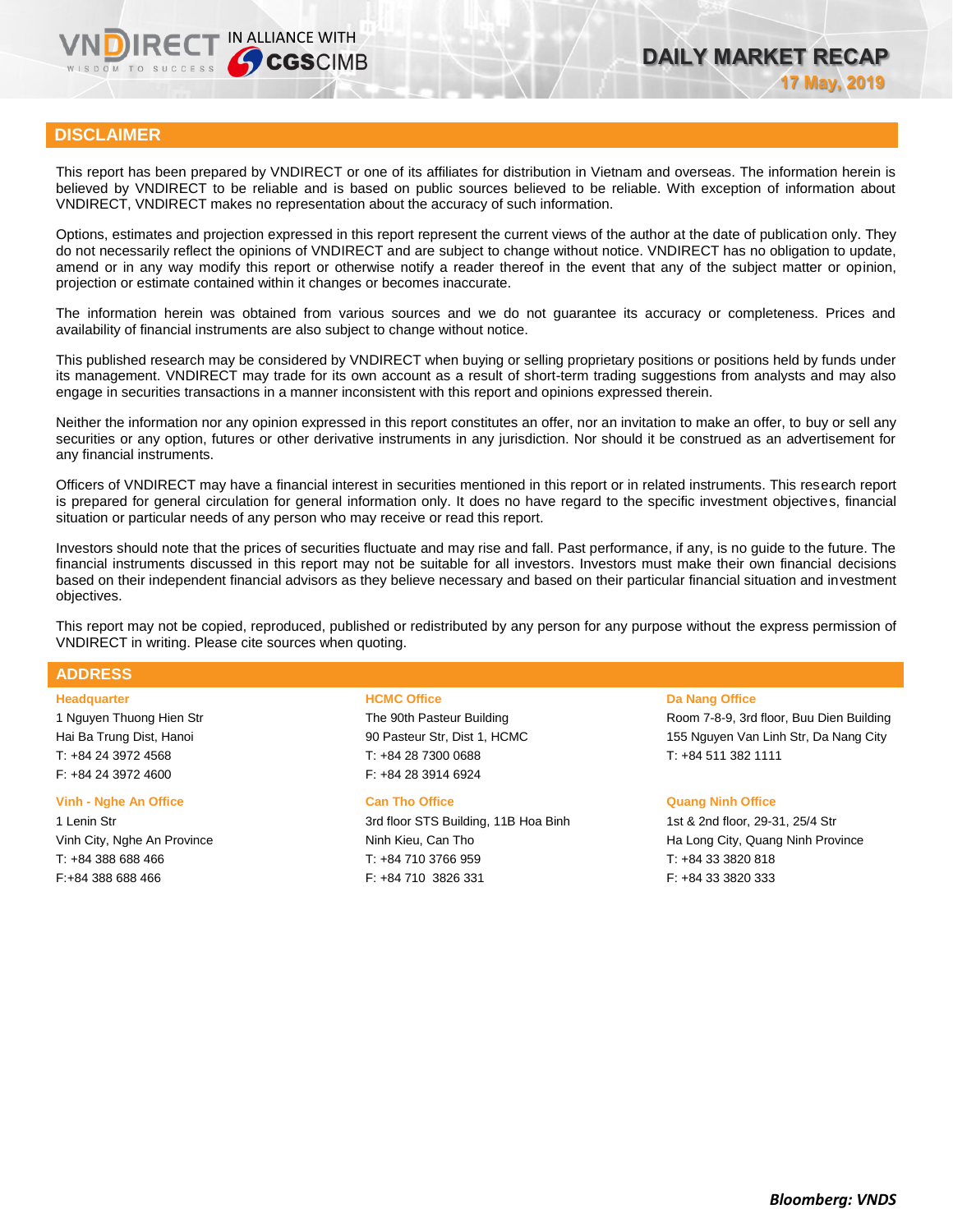## DISCLAIMER

This report has been prepared by VNDIRECT or one of its affiliates for distribution in Vietnam and overseas. The information herein is believed by VNDIRECT to be reliable and is based on public sources believed to be reliable. With exception of information about VNDIRECT, VNDIRECT makes no representation about the accuracy of such information.

Options, estimates and projection expressed in this report represent the current views of the author at the date of publication only. They do not necessarily reflect the opinions of VNDIRECT and are subject to change without notice. VNDIRECT has no obligation to update, amend or in any way modify this report or otherwise notify a reader thereof in the event that any of the subject matter or opinion, projection or estimate contained within it changes or becomes inaccurate.

The information herein was obtained from various sources and we do not guarantee its accuracy or completeness. Prices and availability of financial instruments are also subject to change without notice.

This published research may be considered by VNDIRECT when buying or selling proprietary positions or positions held by funds under its management. VNDIRECT may trade for its own account as a result of short-term trading suggestions from analysts and may also engage in securities transactions in a manner inconsistent with this report and opinions expressed therein.

Neither the information nor any opinion expressed in this report constitutes an offer, nor an invitation to make an offer, to buy or sell any securities or any option, futures or other derivative instruments in any jurisdiction. Nor should it be construed as an advertisement for any financial instruments.

Officers of VNDIRECT may have a financial interest in securities mentioned in this report or in related instruments. This research report is prepared for general circulation for general information only. It does no have regard to the specific investment objectives, financial situation or particular needs of any person who may receive or read this report.

Investors should note that the prices of securities fluctuate and may rise and fall. Past performance, if any, is no guide to the future. The financial instruments discussed in this report may not be suitable for all investors. Investors must make their own financial decisions based on their independent financial advisors as they believe necessary and based on their particular financial situation and investment objectives.

This report may not be copied, reproduced, published or redistributed by any person for any purpose without the express permission of VNDIRECT in writing. Please cite sources when quoting.

## ADDRESS

**Headquarter**
1 Nguyen Thuong Hien Str
Hai Ba Trung Dist, Hanoi
T: +84 24 3972 4568
F: +84 24 3972 4600

**HCMC Office**
The 90th Pasteur Building
90 Pasteur Str, Dist 1, HCMC
T: +84 28 7300 0688
F: +84 28 3914 6924

**Da Nang Office**
Room 7-8-9, 3rd floor, Buu Dien Building
155 Nguyen Van Linh Str, Da Nang City
T: +84 511 382 1111

**Vinh - Nghe An Office**
1 Lenin Str
Vinh City, Nghe An Province
T: +84 388 688 466
F:+84 388 688 466

**Can Tho Office**
3rd floor STS Building, 11B Hoa Binh
Ninh Kieu, Can Tho
T: +84 710 3766 959
F: +84 710 3826 331

**Quang Ninh Office**
1st & 2nd floor, 29-31, 25/4 Str
Ha Long City, Quang Ninh Province
T: +84 33 3820 818
F: +84 33 3820 333

***Bloomberg: VNDS***